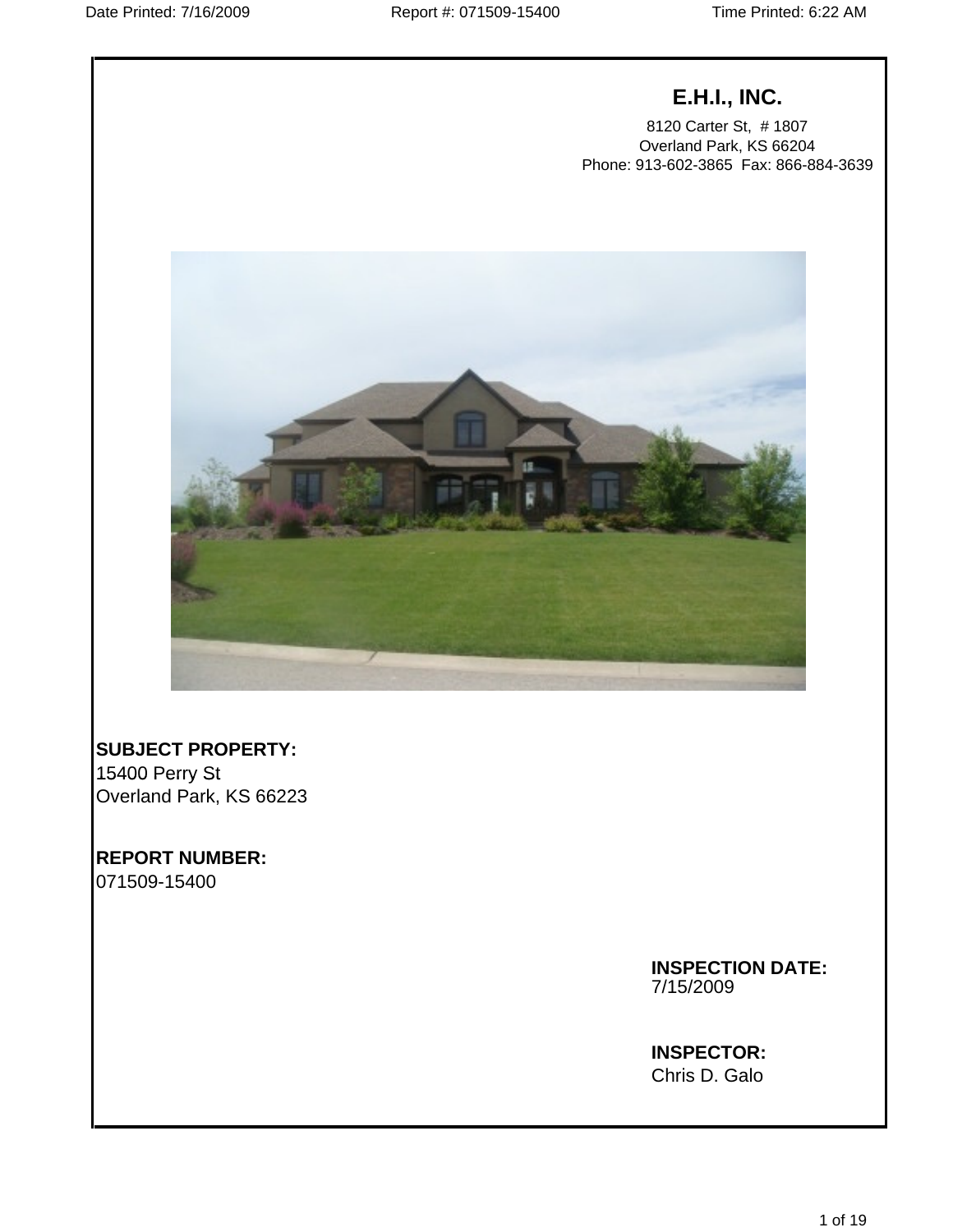# E.H.I., INC.

8120 Carter St, # 1807
Overland Park, KS 66204
Phone: 913-602-3865 Fax: 866-884-3639

**SUBJECT PROPERTY:**
15400 Perry St
Overland Park, KS 66223

**REPORT NUMBER:**
071509-15400

**INSPECTION DATE:**
7/15/2009

**INSPECTOR:**
Chris D. Galo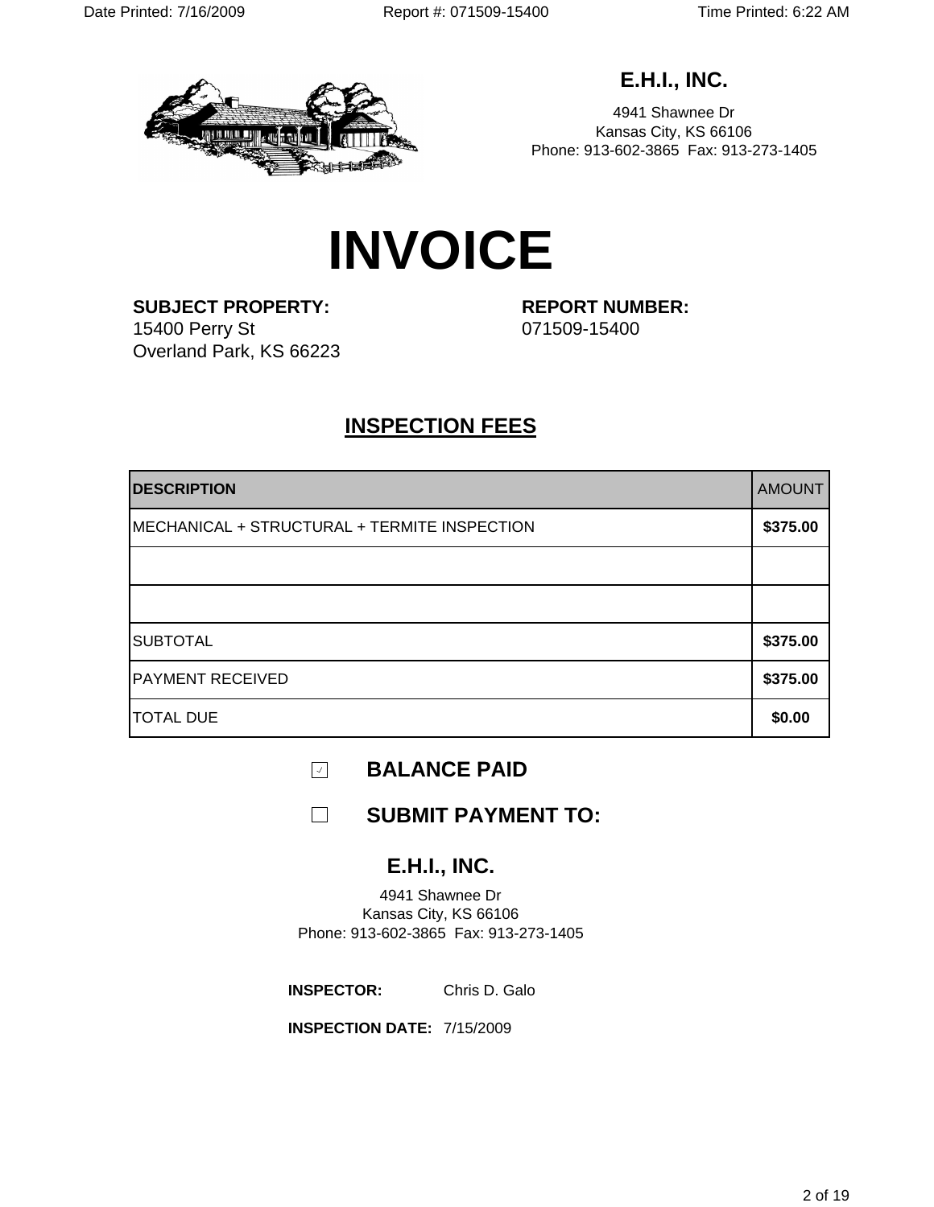## E.H.I., INC.

4941 Shawnee Dr
Kansas City, KS 66106
Phone: 913-602-3865 Fax: 913-273-1405

# INVOICE

**SUBJECT PROPERTY:**
15400 Perry St
Overland Park, KS 66223

**REPORT NUMBER:**
071509-15400

## INSPECTION FEES

| DESCRIPTION | AMOUNT |
| --- | --- |
| MECHANICAL + STRUCTURAL + TERMITE INSPECTION | **$375.00** |
| | |
| | |
| SUBTOTAL | **$375.00** |
| PAYMENT RECEIVED | **$375.00** |
| TOTAL DUE | **$0.00** |

☑ **BALANCE PAID**

☐ **SUBMIT PAYMENT TO:**

**E.H.I., INC.**

4941 Shawnee Dr
Kansas City, KS 66106
Phone: 913-602-3865 Fax: 913-273-1405

**INSPECTOR:** Chris D. Galo

**INSPECTION DATE:** 7/15/2009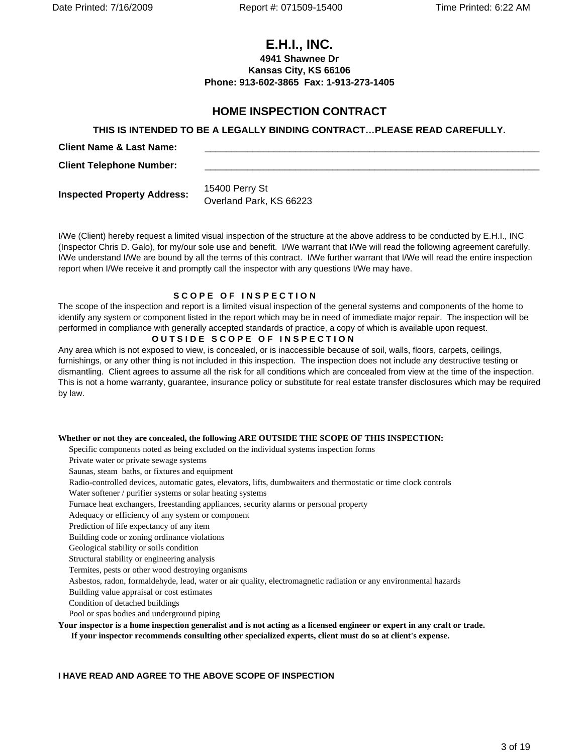# E.H.I., INC.

**4941 Shawnee Dr**
**Kansas City, KS 66106**
**Phone: 913-602-3865 Fax: 1-913-273-1405**

## HOME INSPECTION CONTRACT

**THIS IS INTENDED TO BE A LEGALLY BINDING CONTRACT…PLEASE READ CAREFULLY.**

**Client Name & Last Name:** ________________________________________________

**Client Telephone Number:** ________________________________________________

**Inspected Property Address:** 15400 Perry St
Overland Park, KS 66223

I/We (Client) hereby request a limited visual inspection of the structure at the above address to be conducted by E.H.I., INC (Inspector Chris D. Galo), for my/our sole use and benefit. I/We warrant that I/We will read the following agreement carefully. I/We understand I/We are bound by all the terms of this contract. I/We further warrant that I/We will read the entire inspection report when I/We receive it and promptly call the inspector with any questions I/We may have.

### SCOPE OF INSPECTION

The scope of the inspection and report is a limited visual inspection of the general systems and components of the home to identify any system or component listed in the report which may be in need of immediate major repair. The inspection will be performed in compliance with generally accepted standards of practice, a copy of which is available upon request.

### OUTSIDE SCOPE OF INSPECTION

Any area which is not exposed to view, is concealed, or is inaccessible because of soil, walls, floors, carpets, ceilings, furnishings, or any other thing is not included in this inspection. The inspection does not include any destructive testing or dismantling. Client agrees to assume all the risk for all conditions which are concealed from view at the time of the inspection. This is not a home warranty, guarantee, insurance policy or substitute for real estate transfer disclosures which may be required by law.

**Whether or not they are concealed, the following ARE OUTSIDE THE SCOPE OF THIS INSPECTION:**

- Specific components noted as being excluded on the individual systems inspection forms
- Private water or private sewage systems
- Saunas, steam baths, or fixtures and equipment
- Radio-controlled devices, automatic gates, elevators, lifts, dumbwaiters and thermostatic or time clock controls
- Water softener / purifier systems or solar heating systems
- Furnace heat exchangers, freestanding appliances, security alarms or personal property
- Adequacy or efficiency of any system or component
- Prediction of life expectancy of any item
- Building code or zoning ordinance violations
- Geological stability or soils condition
- Structural stability or engineering analysis
- Termites, pests or other wood destroying organisms
- Asbestos, radon, formaldehyde, lead, water or air quality, electromagnetic radiation or any environmental hazards
- Building value appraisal or cost estimates
- Condition of detached buildings
- Pool or spas bodies and underground piping

**Your inspector is a home inspection generalist and is not acting as a licensed engineer or expert in any craft or trade.**
**If your inspector recommends consulting other specialized experts, client must do so at client's expense.**

**I HAVE READ AND AGREE TO THE ABOVE SCOPE OF INSPECTION**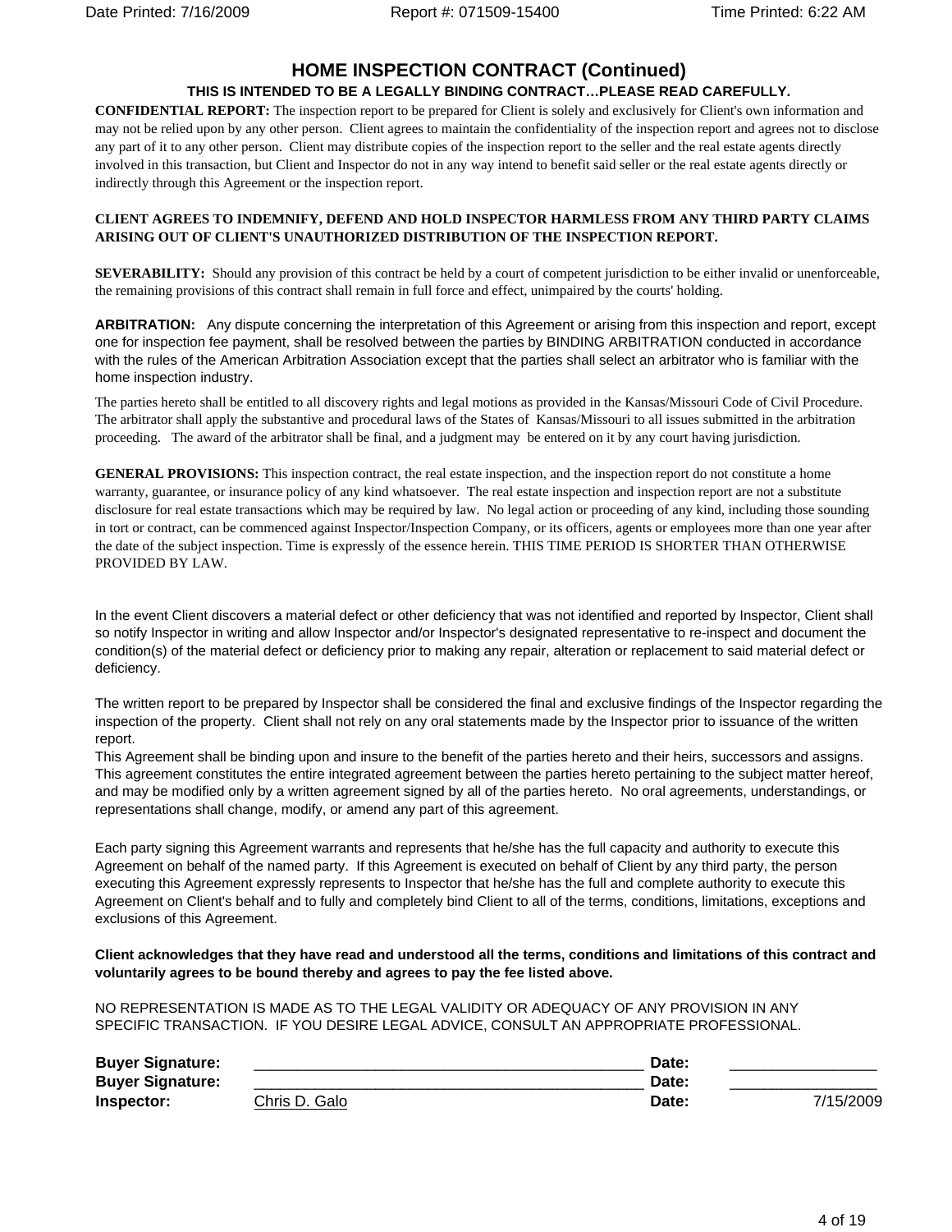## HOME INSPECTION CONTRACT (Continued)

**THIS IS INTENDED TO BE A LEGALLY BINDING CONTRACT…PLEASE READ CAREFULLY.**

**CONFIDENTIAL REPORT:** The inspection report to be prepared for Client is solely and exclusively for Client's own information and may not be relied upon by any other person. Client agrees to maintain the confidentiality of the inspection report and agrees not to disclose any part of it to any other person. Client may distribute copies of the inspection report to the seller and the real estate agents directly involved in this transaction, but Client and Inspector do not in any way intend to benefit said seller or the real estate agents directly or indirectly through this Agreement or the inspection report.

**CLIENT AGREES TO INDEMNIFY, DEFEND AND HOLD INSPECTOR HARMLESS FROM ANY THIRD PARTY CLAIMS ARISING OUT OF CLIENT'S UNAUTHORIZED DISTRIBUTION OF THE INSPECTION REPORT.**

**SEVERABILITY:** Should any provision of this contract be held by a court of competent jurisdiction to be either invalid or unenforceable, the remaining provisions of this contract shall remain in full force and effect, unimpaired by the courts' holding.

**ARBITRATION:** Any dispute concerning the interpretation of this Agreement or arising from this inspection and report, except one for inspection fee payment, shall be resolved between the parties by BINDING ARBITRATION conducted in accordance with the rules of the American Arbitration Association except that the parties shall select an arbitrator who is familiar with the home inspection industry.

The parties hereto shall be entitled to all discovery rights and legal motions as provided in the Kansas/Missouri Code of Civil Procedure. The arbitrator shall apply the substantive and procedural laws of the States of Kansas/Missouri to all issues submitted in the arbitration proceeding. The award of the arbitrator shall be final, and a judgment may be entered on it by any court having jurisdiction.

**GENERAL PROVISIONS:** This inspection contract, the real estate inspection, and the inspection report do not constitute a home warranty, guarantee, or insurance policy of any kind whatsoever. The real estate inspection and inspection report are not a substitute disclosure for real estate transactions which may be required by law. No legal action or proceeding of any kind, including those sounding in tort or contract, can be commenced against Inspector/Inspection Company, or its officers, agents or employees more than one year after the date of the subject inspection. Time is expressly of the essence herein. THIS TIME PERIOD IS SHORTER THAN OTHERWISE PROVIDED BY LAW.

In the event Client discovers a material defect or other deficiency that was not identified and reported by Inspector, Client shall so notify Inspector in writing and allow Inspector and/or Inspector's designated representative to re-inspect and document the condition(s) of the material defect or deficiency prior to making any repair, alteration or replacement to said material defect or deficiency.

The written report to be prepared by Inspector shall be considered the final and exclusive findings of the Inspector regarding the inspection of the property. Client shall not rely on any oral statements made by the Inspector prior to issuance of the written report.
This Agreement shall be binding upon and insure to the benefit of the parties hereto and their heirs, successors and assigns. This agreement constitutes the entire integrated agreement between the parties hereto pertaining to the subject matter hereof, and may be modified only by a written agreement signed by all of the parties hereto. No oral agreements, understandings, or representations shall change, modify, or amend any part of this agreement.

Each party signing this Agreement warrants and represents that he/she has the full capacity and authority to execute this Agreement on behalf of the named party. If this Agreement is executed on behalf of Client by any third party, the person executing this Agreement expressly represents to Inspector that he/she has the full and complete authority to execute this Agreement on Client's behalf and to fully and completely bind Client to all of the terms, conditions, limitations, exceptions and exclusions of this Agreement.

**Client acknowledges that they have read and understood all the terms, conditions and limitations of this contract and voluntarily agrees to be bound thereby and agrees to pay the fee listed above.**

NO REPRESENTATION IS MADE AS TO THE LEGAL VALIDITY OR ADEQUACY OF ANY PROVISION IN ANY SPECIFIC TRANSACTION. IF YOU DESIRE LEGAL ADVICE, CONSULT AN APPROPRIATE PROFESSIONAL.

| | | | |
|---|---|---|---|
| **Buyer Signature:** | ______________________________ | **Date:** | ______________ |
| **Buyer Signature:** | ______________________________ | **Date:** | ______________ |
| **Inspector:** | Chris D. Galo | **Date:** | 7/15/2009 |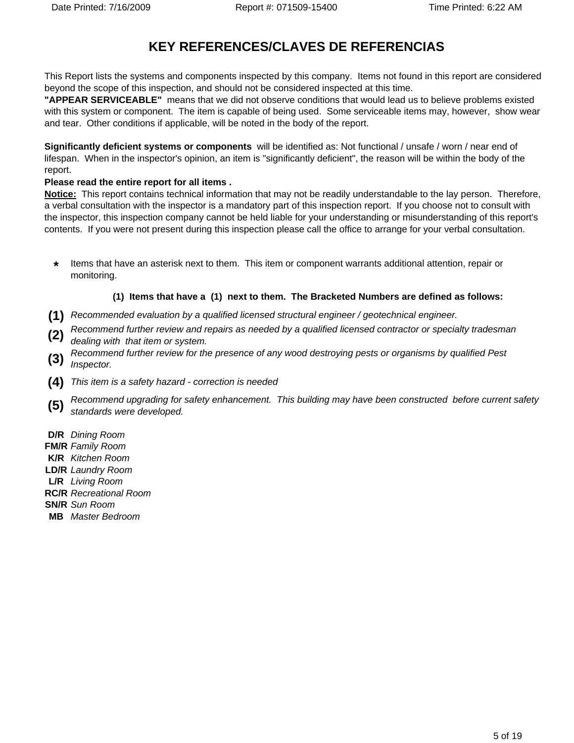# KEY REFERENCES/CLAVES DE REFERENCIAS

This Report lists the systems and components inspected by this company. Items not found in this report are considered beyond the scope of this inspection, and should not be considered inspected at this time.
**"APPEAR SERVICEABLE"** means that we did not observe conditions that would lead us to believe problems existed with this system or component. The item is capable of being used. Some serviceable items may, however, show wear and tear. Other conditions if applicable, will be noted in the body of the report.

**Significantly deficient systems or components** will be identified as: Not functional / unsafe / worn / near end of lifespan. When in the inspector's opinion, an item is "significantly deficient", the reason will be within the body of the report.
**Please read the entire report for all items .**
**Notice:** This report contains technical information that may not be readily understandable to the lay person. Therefore, a verbal consultation with the inspector is a mandatory part of this inspection report. If you choose not to consult with the inspector, this inspection company cannot be held liable for your understanding or misunderstanding of this report's contents. If you were not present during this inspection please call the office to arrange for your verbal consultation.

**\*** Items that have an asterisk next to them. This item or component warrants additional attention, repair or monitoring.

**(1) Items that have a (1) next to them. The Bracketed Numbers are defined as follows:**

**(1)** *Recommended evaluation by a qualified licensed structural engineer / geotechnical engineer.*
**(2)** *Recommend further review and repairs as needed by a qualified licensed contractor or specialty tradesman dealing with that item or system.*
**(3)** *Recommend further review for the presence of any wood destroying pests or organisms by qualified Pest Inspector.*
**(4)** *This item is a safety hazard - correction is needed*
**(5)** *Recommend upgrading for safety enhancement. This building may have been constructed before current safety standards were developed.*

**D/R** *Dining Room*
**FM/R** *Family Room*
**K/R** *Kitchen Room*
**LD/R** *Laundry Room*
**L/R** *Living Room*
**RC/R** *Recreational Room*
**SN/R** *Sun Room*
**MB** *Master Bedroom*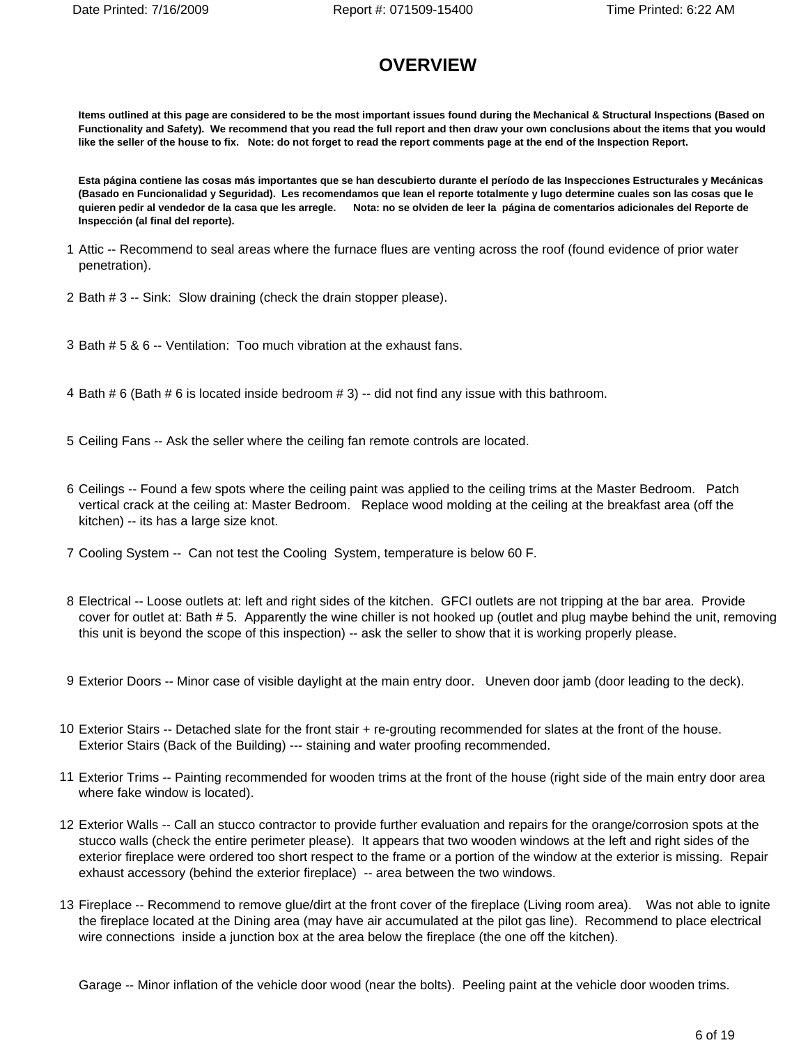# OVERVIEW

**Items outlined at this page are considered to be the most important issues found during the Mechanical & Structural Inspections (Based on Functionality and Safety). We recommend that you read the full report and then draw your own conclusions about the items that you would like the seller of the house to fix. Note: do not forget to read the report comments page at the end of the Inspection Report.**

**Esta página contiene las cosas más importantes que se han descubierto durante el período de las Inspecciones Estructurales y Mecánicas (Basado en Funcionalidad y Seguridad). Les recomendamos que lean el reporte totalmente y lugo determine cuales son las cosas que le quieren pedir al vendedor de la casa que les arregle. Nota: no se olviden de leer la página de comentarios adicionales del Reporte de Inspección (al final del reporte).**

1. Attic -- Recommend to seal areas where the furnace flues are venting across the roof (found evidence of prior water penetration).
2. Bath # 3 -- Sink: Slow draining (check the drain stopper please).
3. Bath # 5 & 6 -- Ventilation: Too much vibration at the exhaust fans.
4. Bath # 6 (Bath # 6 is located inside bedroom # 3) -- did not find any issue with this bathroom.
5. Ceiling Fans -- Ask the seller where the ceiling fan remote controls are located.
6. Ceilings -- Found a few spots where the ceiling paint was applied to the ceiling trims at the Master Bedroom. Patch vertical crack at the ceiling at: Master Bedroom. Replace wood molding at the ceiling at the breakfast area (off the kitchen) -- its has a large size knot.
7. Cooling System -- Can not test the Cooling System, temperature is below 60 F.
8. Electrical -- Loose outlets at: left and right sides of the kitchen. GFCI outlets are not tripping at the bar area. Provide cover for outlet at: Bath # 5. Apparently the wine chiller is not hooked up (outlet and plug maybe behind the unit, removing this unit is beyond the scope of this inspection) -- ask the seller to show that it is working properly please.
9. Exterior Doors -- Minor case of visible daylight at the main entry door. Uneven door jamb (door leading to the deck).
10. Exterior Stairs -- Detached slate for the front stair + re-grouting recommended for slates at the front of the house. Exterior Stairs (Back of the Building) --- staining and water proofing recommended.
11. Exterior Trims -- Painting recommended for wooden trims at the front of the house (right side of the main entry door area where fake window is located).
12. Exterior Walls -- Call an stucco contractor to provide further evaluation and repairs for the orange/corrosion spots at the stucco walls (check the entire perimeter please). It appears that two wooden windows at the left and right sides of the exterior fireplace were ordered too short respect to the frame or a portion of the window at the exterior is missing. Repair exhaust accessory (behind the exterior fireplace) -- area between the two windows.
13. Fireplace -- Recommend to remove glue/dirt at the front cover of the fireplace (Living room area). Was not able to ignite the fireplace located at the Dining area (may have air accumulated at the pilot gas line). Recommend to place electrical wire connections inside a junction box at the area below the fireplace (the one off the kitchen).

Garage -- Minor inflation of the vehicle door wood (near the bolts). Peeling paint at the vehicle door wooden trims.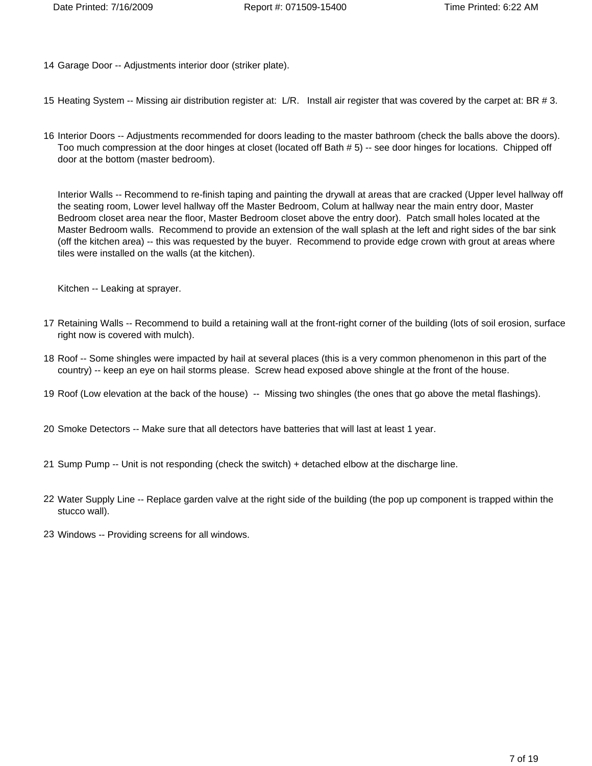14 Garage Door -- Adjustments interior door (striker plate).

15 Heating System -- Missing air distribution register at:  L/R.   Install air register that was covered by the carpet at: BR # 3.

16 Interior Doors -- Adjustments recommended for doors leading to the master bathroom (check the balls above the doors).  Too much compression at the door hinges at closet (located off Bath # 5) -- see door hinges for locations.  Chipped off door at the bottom (master bedroom).

Interior Walls -- Recommend to re-finish taping and painting the drywall at areas that are cracked (Upper level hallway off the seating room, Lower level hallway off the Master Bedroom, Colum at hallway near the main entry door, Master Bedroom closet area near the floor, Master Bedroom closet above the entry door).  Patch small holes located at the Master Bedroom walls.  Recommend to provide an extension of the wall splash at the left and right sides of the bar sink (off the kitchen area) -- this was requested by the buyer.  Recommend to provide edge crown with grout at areas where tiles were installed on the walls (at the kitchen).

Kitchen -- Leaking at sprayer.

17 Retaining Walls -- Recommend to build a retaining wall at the front-right corner of the building (lots of soil erosion, surface right now is covered with mulch).

18 Roof -- Some shingles were impacted by hail at several places (this is a very common phenomenon in this part of the country) -- keep an eye on hail storms please.  Screw head exposed above shingle at the front of the house.

19 Roof (Low elevation at the back of the house)  --  Missing two shingles (the ones that go above the metal flashings).

20 Smoke Detectors -- Make sure that all detectors have batteries that will last at least 1 year.

21 Sump Pump -- Unit is not responding (check the switch) + detached elbow at the discharge line.

22 Water Supply Line -- Replace garden valve at the right side of the building (the pop up component is trapped within the stucco wall).

23 Windows -- Providing screens for all windows.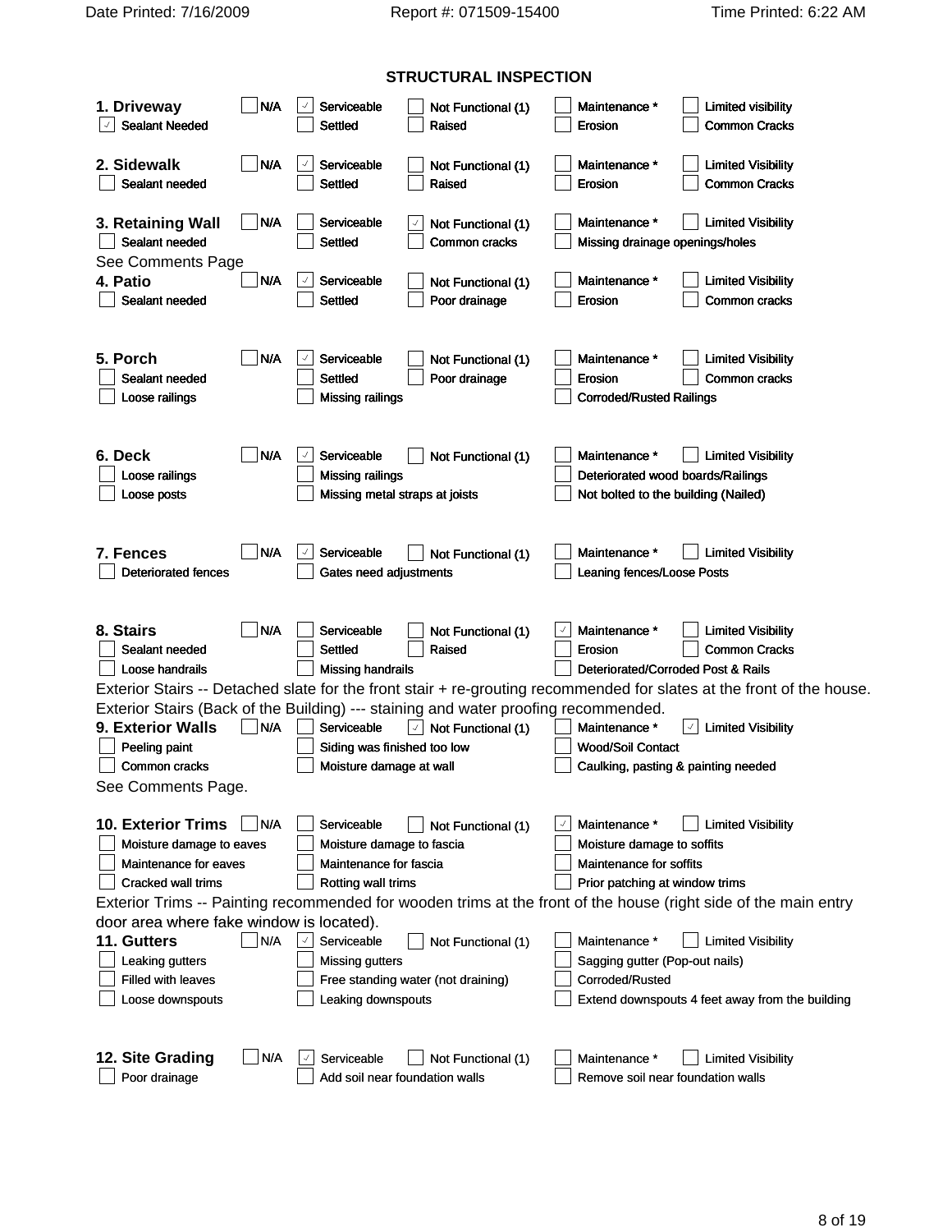# STRUCTURAL INSPECTION

**1. Driveway**

- [ ] N/A
- [x] Serviceable
- [ ] Not Functional (1)
- [ ] Maintenance *
- [ ] Limited visibility
- [x] Sealant Needed
- [ ] Settled
- [ ] Raised
- [ ] Erosion
- [ ] Common Cracks

**2. Sidewalk**

- [ ] N/A
- [x] Serviceable
- [ ] Not Functional (1)
- [ ] Maintenance *
- [ ] Limited Visibility
- [ ] Sealant needed
- [ ] Settled
- [ ] Raised
- [ ] Erosion
- [ ] Common Cracks

**3. Retaining Wall**

- [ ] N/A
- [ ] Serviceable
- [x] Not Functional (1)
- [ ] Maintenance *
- [ ] Limited Visibility
- [ ] Sealant needed
- [ ] Settled
- [ ] Common cracks
- [ ] Missing drainage openings/holes

See Comments Page

**4. Patio**

- [ ] N/A
- [x] Serviceable
- [ ] Not Functional (1)
- [ ] Maintenance *
- [ ] Limited Visibility
- [ ] Sealant needed
- [ ] Settled
- [ ] Poor drainage
- [ ] Erosion
- [ ] Common cracks

**5. Porch**

- [ ] N/A
- [x] Serviceable
- [ ] Not Functional (1)
- [ ] Maintenance *
- [ ] Limited Visibility
- [ ] Sealant needed
- [ ] Settled
- [ ] Poor drainage
- [ ] Erosion
- [ ] Common cracks
- [ ] Loose railings
- [ ] Missing railings
- [ ] Corroded/Rusted Railings

**6. Deck**

- [ ] N/A
- [x] Serviceable
- [ ] Not Functional (1)
- [ ] Maintenance *
- [ ] Limited Visibility
- [ ] Loose railings
- [ ] Missing railings
- [ ] Deteriorated wood boards/Railings
- [ ] Loose posts
- [ ] Missing metal straps at joists
- [ ] Not bolted to the building (Nailed)

**7. Fences**

- [ ] N/A
- [x] Serviceable
- [ ] Not Functional (1)
- [ ] Maintenance *
- [ ] Limited Visibility
- [ ] Deteriorated fences
- [ ] Gates need adjustments
- [ ] Leaning fences/Loose Posts

**8. Stairs**

- [ ] N/A
- [ ] Serviceable
- [ ] Not Functional (1)
- [x] Maintenance *
- [ ] Limited Visibility
- [ ] Sealant needed
- [ ] Settled
- [ ] Raised
- [ ] Erosion
- [ ] Common Cracks
- [ ] Loose handrails
- [ ] Missing handrails
- [ ] Deteriorated/Corroded Post & Rails

Exterior Stairs -- Detached slate for the front stair + re-grouting recommended for slates at the front of the house.

Exterior Stairs (Back of the Building) --- staining and water proofing recommended.

**9. Exterior Walls**

- [ ] N/A
- [ ] Serviceable
- [x] Not Functional (1)
- [ ] Maintenance *
- [x] Limited Visibility
- [ ] Peeling paint
- [ ] Siding was finished too low
- [ ] Wood/Soil Contact
- [ ] Common cracks
- [ ] Moisture damage at wall
- [ ] Caulking, pasting & painting needed

See Comments Page.

**10. Exterior Trims**

- [ ] N/A
- [ ] Serviceable
- [ ] Not Functional (1)
- [x] Maintenance *
- [ ] Limited Visibility
- [ ] Moisture damage to eaves
- [ ] Moisture damage to fascia
- [ ] Moisture damage to soffits
- [ ] Maintenance for eaves
- [ ] Maintenance for fascia
- [ ] Maintenance for soffits
- [ ] Cracked wall trims
- [ ] Rotting wall trims
- [ ] Prior patching at window trims

Exterior Trims -- Painting recommended for wooden trims at the front of the house (right side of the main entry door area where fake window is located).

**11. Gutters**

- [ ] N/A
- [x] Serviceable
- [ ] Not Functional (1)
- [ ] Maintenance *
- [ ] Limited Visibility
- [ ] Leaking gutters
- [ ] Missing gutters
- [ ] Sagging gutter (Pop-out nails)
- [ ] Filled with leaves
- [ ] Free standing water (not draining)
- [ ] Corroded/Rusted
- [ ] Loose downspouts
- [ ] Leaking downspouts
- [ ] Extend downspouts 4 feet away from the building

**12. Site Grading**

- [ ] N/A
- [x] Serviceable
- [ ] Not Functional (1)
- [ ] Maintenance *
- [ ] Limited Visibility
- [ ] Poor drainage
- [ ] Add soil near foundation walls
- [ ] Remove soil near foundation walls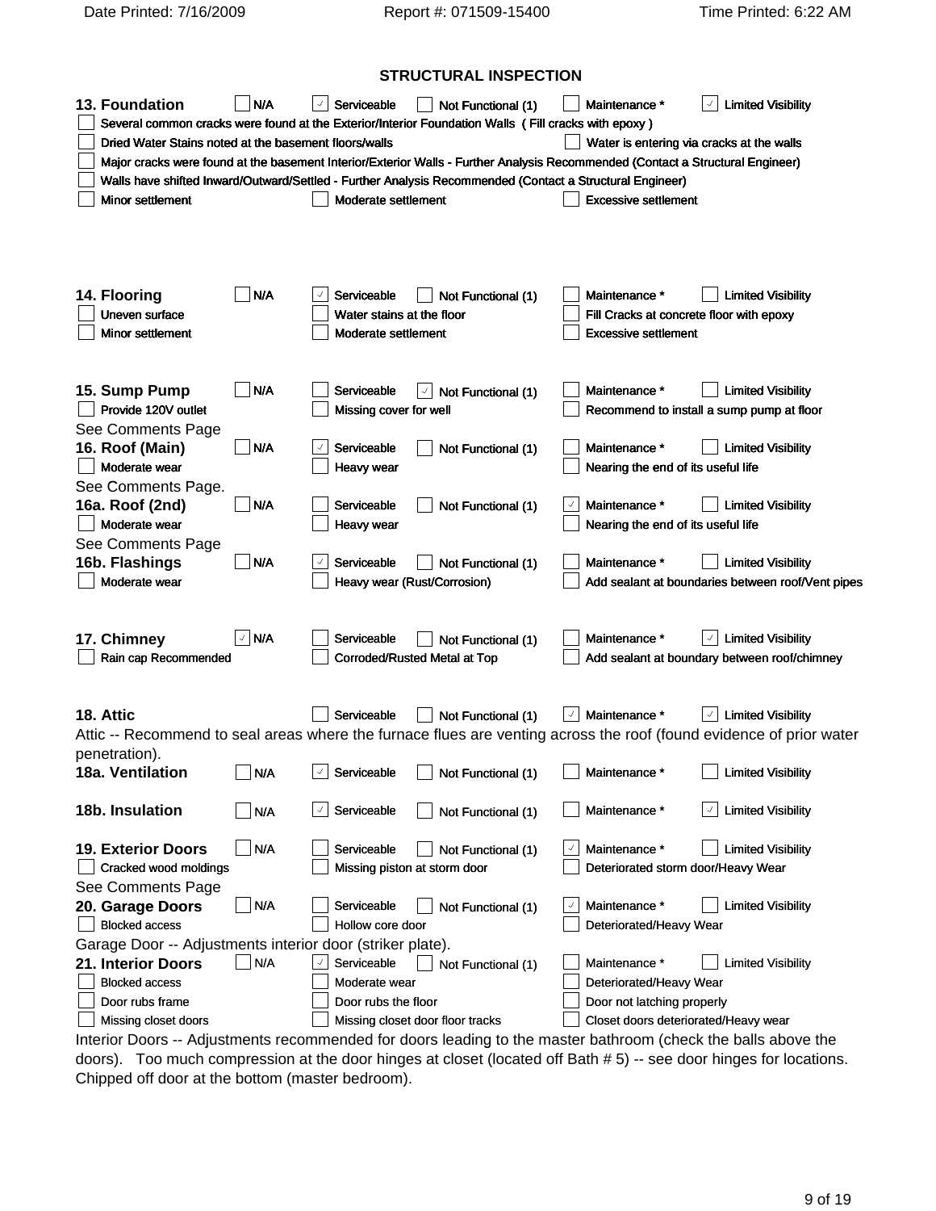## STRUCTURAL INSPECTION

**13. Foundation** ☐ N/A ☑ Serviceable ☐ Not Functional (1) ☐ Maintenance * ☑ Limited Visibility

- ☐ Several common cracks were found at the Exterior/Interior Foundation Walls ( Fill cracks with epoxy )
- ☐ Dried Water Stains noted at the basement floors/walls ☐ Water is entering via cracks at the walls
- ☐ Major cracks were found at the basement Interior/Exterior Walls - Further Analysis Recommended (Contact a Structural Engineer)
- ☐ Walls have shifted Inward/Outward/Settled - Further Analysis Recommended (Contact a Structural Engineer)
- ☐ Minor settlement ☐ Moderate settlement ☐ Excessive settlement

**14. Flooring** ☐ N/A ☑ Serviceable ☐ Not Functional (1) ☐ Maintenance * ☐ Limited Visibility

- ☐ Uneven surface ☐ Water stains at the floor ☐ Fill Cracks at concrete floor with epoxy
- ☐ Minor settlement ☐ Moderate settlement ☐ Excessive settlement

**15. Sump Pump** ☐ N/A ☐ Serviceable ☑ Not Functional (1) ☐ Maintenance * ☐ Limited Visibility

- ☐ Provide 120V outlet ☐ Missing cover for well ☐ Recommend to install a sump pump at floor

See Comments Page

**16. Roof (Main)** ☐ N/A ☑ Serviceable ☐ Not Functional (1) ☐ Maintenance * ☐ Limited Visibility

- ☐ Moderate wear ☐ Heavy wear ☐ Nearing the end of its useful life

See Comments Page.

**16a. Roof (2nd)** ☐ N/A ☐ Serviceable ☐ Not Functional (1) ☑ Maintenance * ☐ Limited Visibility

- ☐ Moderate wear ☐ Heavy wear ☐ Nearing the end of its useful life

See Comments Page

**16b. Flashings** ☐ N/A ☑ Serviceable ☐ Not Functional (1) ☐ Maintenance * ☐ Limited Visibility

- ☐ Moderate wear ☐ Heavy wear (Rust/Corrosion) ☐ Add sealant at boundaries between roof/Vent pipes

**17. Chimney** ☑ N/A ☐ Serviceable ☐ Not Functional (1) ☐ Maintenance * ☑ Limited Visibility

- ☐ Rain cap Recommended ☐ Corroded/Rusted Metal at Top ☐ Add sealant at boundary between roof/chimney

**18. Attic** ☐ Serviceable ☐ Not Functional (1) ☑ Maintenance * ☑ Limited Visibility

Attic -- Recommend to seal areas where the furnace flues are venting across the roof (found evidence of prior water penetration).

**18a. Ventilation** ☐ N/A ☑ Serviceable ☐ Not Functional (1) ☐ Maintenance * ☐ Limited Visibility

**18b. Insulation** ☐ N/A ☑ Serviceable ☐ Not Functional (1) ☐ Maintenance * ☑ Limited Visibility

**19. Exterior Doors** ☐ N/A ☐ Serviceable ☐ Not Functional (1) ☑ Maintenance * ☐ Limited Visibility

- ☐ Cracked wood moldings ☐ Missing piston at storm door ☐ Deteriorated storm door/Heavy Wear

See Comments Page

**20. Garage Doors** ☐ N/A ☐ Serviceable ☐ Not Functional (1) ☑ Maintenance * ☐ Limited Visibility

- ☐ Blocked access ☐ Hollow core door ☐ Deteriorated/Heavy Wear

Garage Door -- Adjustments interior door (striker plate).

**21. Interior Doors** ☐ N/A ☑ Serviceable ☐ Not Functional (1) ☐ Maintenance * ☐ Limited Visibility

- ☐ Blocked access ☐ Moderate wear ☐ Deteriorated/Heavy Wear
- ☐ Door rubs frame ☐ Door rubs the floor ☐ Door not latching properly
- ☐ Missing closet doors ☐ Missing closet door floor tracks ☐ Closet doors deteriorated/Heavy wear

Interior Doors -- Adjustments recommended for doors leading to the master bathroom (check the balls above the doors). Too much compression at the door hinges at closet (located off Bath # 5) -- see door hinges for locations. Chipped off door at the bottom (master bedroom).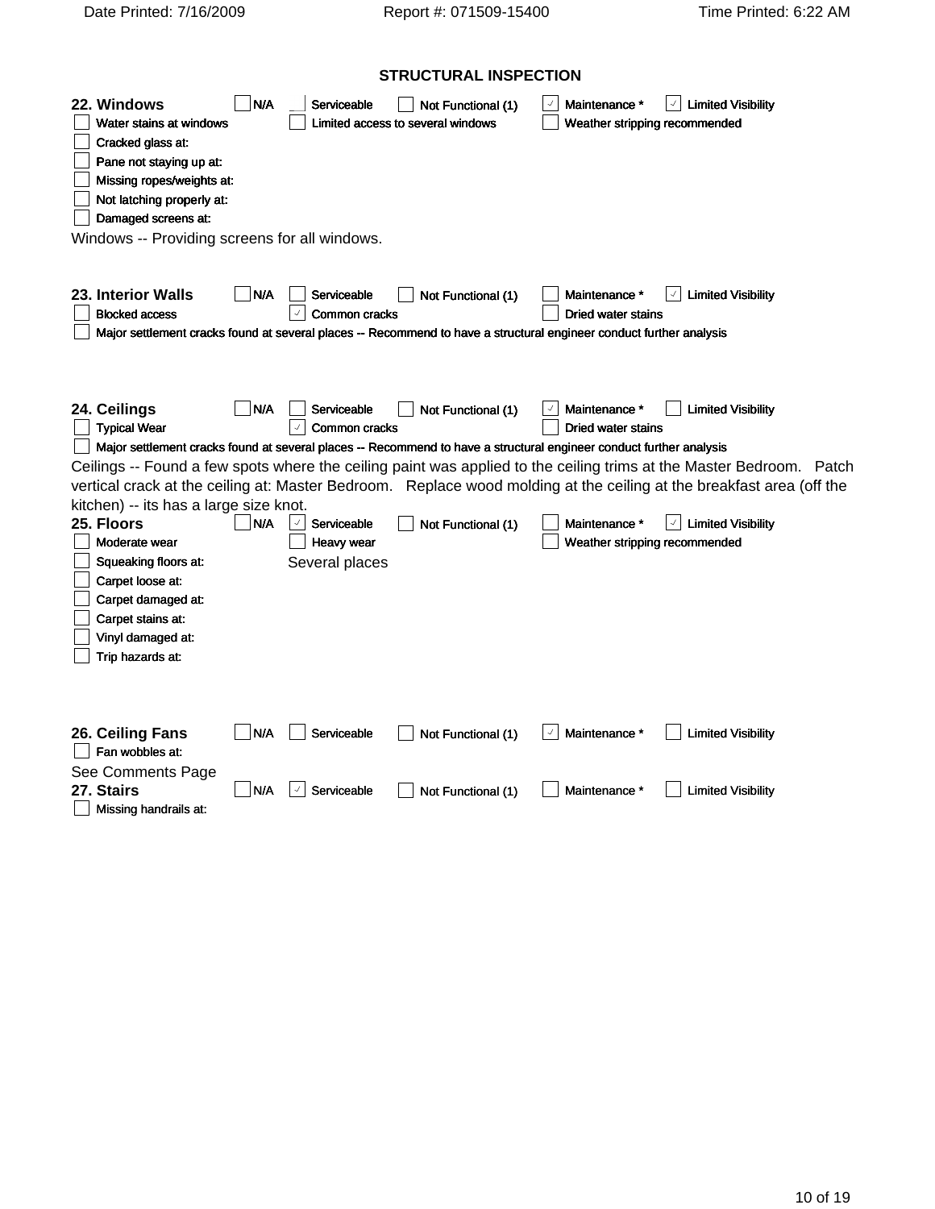## STRUCTURAL INSPECTION

### 22. Windows

- [ ] N/A
- [ ] Serviceable
- [ ] Not Functional (1)
- [x] Maintenance *
- [x] Limited Visibility
- [ ] Water stains at windows
- [ ] Limited access to several windows
- [ ] Weather stripping recommended
- [ ] Cracked glass at:
- [ ] Pane not staying up at:
- [ ] Missing ropes/weights at:
- [ ] Not latching properly at:
- [ ] Damaged screens at:

Windows -- Providing screens for all windows.

### 23. Interior Walls

- [ ] N/A
- [ ] Serviceable
- [ ] Not Functional (1)
- [ ] Maintenance *
- [x] Limited Visibility
- [ ] Blocked access
- [x] Common cracks
- [ ] Dried water stains
- [ ] Major settlement cracks found at several places -- Recommend to have a structural engineer conduct further analysis

### 24. Ceilings

- [ ] N/A
- [ ] Serviceable
- [ ] Not Functional (1)
- [x] Maintenance *
- [ ] Limited Visibility
- [ ] Typical Wear
- [x] Common cracks
- [ ] Dried water stains
- [ ] Major settlement cracks found at several places -- Recommend to have a structural engineer conduct further analysis

Ceilings -- Found a few spots where the ceiling paint was applied to the ceiling trims at the Master Bedroom. Patch vertical crack at the ceiling at: Master Bedroom. Replace wood molding at the ceiling at the breakfast area (off the kitchen) -- its has a large size knot.

### 25. Floors

- [ ] N/A
- [x] Serviceable
- [ ] Not Functional (1)
- [ ] Maintenance *
- [x] Limited Visibility
- [ ] Moderate wear
- [ ] Heavy wear
- [ ] Weather stripping recommended
- [ ] Squeaking floors at: Several places
- [ ] Carpet loose at:
- [ ] Carpet damaged at:
- [ ] Carpet stains at:
- [ ] Vinyl damaged at:
- [ ] Trip hazards at:

### 26. Ceiling Fans

- [ ] N/A
- [ ] Serviceable
- [ ] Not Functional (1)
- [x] Maintenance *
- [ ] Limited Visibility
- [ ] Fan wobbles at:

See Comments Page

### 27. Stairs

- [ ] N/A
- [x] Serviceable
- [ ] Not Functional (1)
- [ ] Maintenance *
- [ ] Limited Visibility
- [ ] Missing handrails at: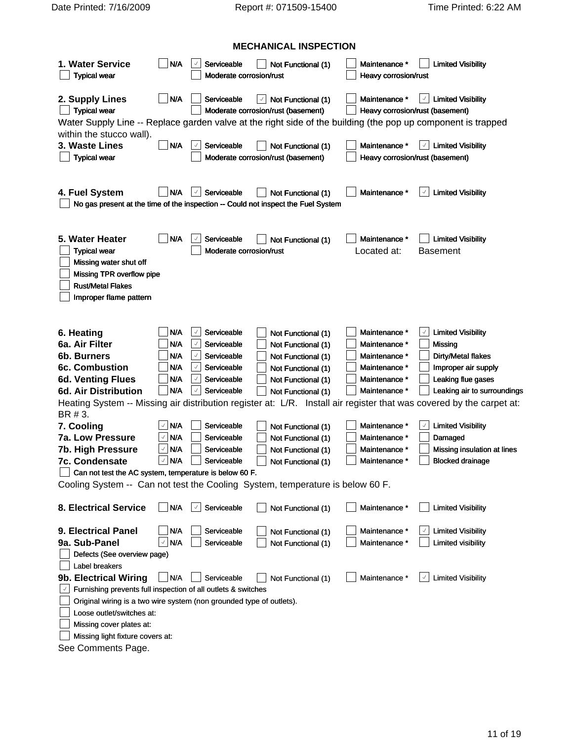## MECHANICAL INSPECTION

**1. Water Service** ☐ N/A ☑ Serviceable ☐ Not Functional (1) ☐ Maintenance * ☐ Limited Visibility
☐ Typical wear ☐ Moderate corrosion/rust ☐ Heavy corrosion/rust

**2. Supply Lines** ☐ N/A ☐ Serviceable ☑ Not Functional (1) ☐ Maintenance * ☑ Limited Visibility
☐ Typical wear ☐ Moderate corrosion/rust (basement) ☐ Heavy corrosion/rust (basement)

Water Supply Line -- Replace garden valve at the right side of the building (the pop up component is trapped within the stucco wall).

**3. Waste Lines** ☐ N/A ☑ Serviceable ☐ Not Functional (1) ☐ Maintenance * ☑ Limited Visibility
☐ Typical wear ☐ Moderate corrosion/rust (basement) ☐ Heavy corrosion/rust (basement)

**4. Fuel System** ☐ N/A ☑ Serviceable ☐ Not Functional (1) ☐ Maintenance * ☑ Limited Visibility
☐ No gas present at the time of the inspection -- Could not inspect the Fuel System

**5. Water Heater** ☐ N/A ☑ Serviceable ☐ Not Functional (1) ☐ Maintenance * ☐ Limited Visibility
☐ Typical wear ☐ Moderate corrosion/rust Located at: Basement
☐ Missing water shut off
☐ Missing TPR overflow pipe
☐ Rust/Metal Flakes
☐ Improper flame pattern

| | N/A | Serviceable | Not Functional (1) | Maintenance * | |
|---|---|---|---|---|---|
| **6. Heating** | ☐ | ☑ | ☐ | ☐ | ☑ Limited Visibility |
| **6a. Air Filter** | ☐ | ☑ | ☐ | ☐ | ☐ Missing |
| **6b. Burners** | ☐ | ☑ | ☐ | ☐ | ☐ Dirty/Metal flakes |
| **6c. Combustion** | ☐ | ☑ | ☐ | ☐ | ☐ Improper air supply |
| **6d. Venting Flues** | ☐ | ☑ | ☐ | ☐ | ☐ Leaking flue gases |
| **6d. Air Distribution** | ☐ | ☑ | ☐ | ☐ | ☐ Leaking air to surroundings |

Heating System -- Missing air distribution register at: L/R. Install air register that was covered by the carpet at: BR # 3.

| | N/A | Serviceable | Not Functional (1) | Maintenance * | |
|---|---|---|---|---|---|
| **7. Cooling** | ☑ | ☐ | ☐ | ☐ | ☑ Limited Visibility |
| **7a. Low Pressure** | ☑ | ☐ | ☐ | ☐ | ☐ Damaged |
| **7b. High Pressure** | ☑ | ☐ | ☐ | ☐ | ☐ Missing insulation at lines |
| **7c. Condensate** | ☑ | ☐ | ☐ | ☐ | ☐ Blocked drainage |

☐ Can not test the AC system, temperature is below 60 F.

Cooling System -- Can not test the Cooling System, temperature is below 60 F.

**8. Electrical Service** ☐ N/A ☑ Serviceable ☐ Not Functional (1) ☐ Maintenance * ☐ Limited Visibility

| | N/A | Serviceable | Not Functional (1) | Maintenance * | |
|---|---|---|---|---|---|
| **9. Electrical Panel** | ☐ | ☐ | ☐ | ☐ | ☑ Limited Visibility |
| **9a. Sub-Panel** | ☑ | ☐ | ☐ | ☐ | ☐ Limited visibility |

☐ Defects (See overview page)
☐ Label breakers

**9b. Electrical Wiring** ☐ N/A ☐ Serviceable ☐ Not Functional (1) ☐ Maintenance * ☑ Limited Visibility
☑ Furnishing prevents full inspection of all outlets & switches
☐ Original wiring is a two wire system (non grounded type of outlets).
☐ Loose outlet/switches at:
☐ Missing cover plates at:
☐ Missing light fixture covers at:

See Comments Page.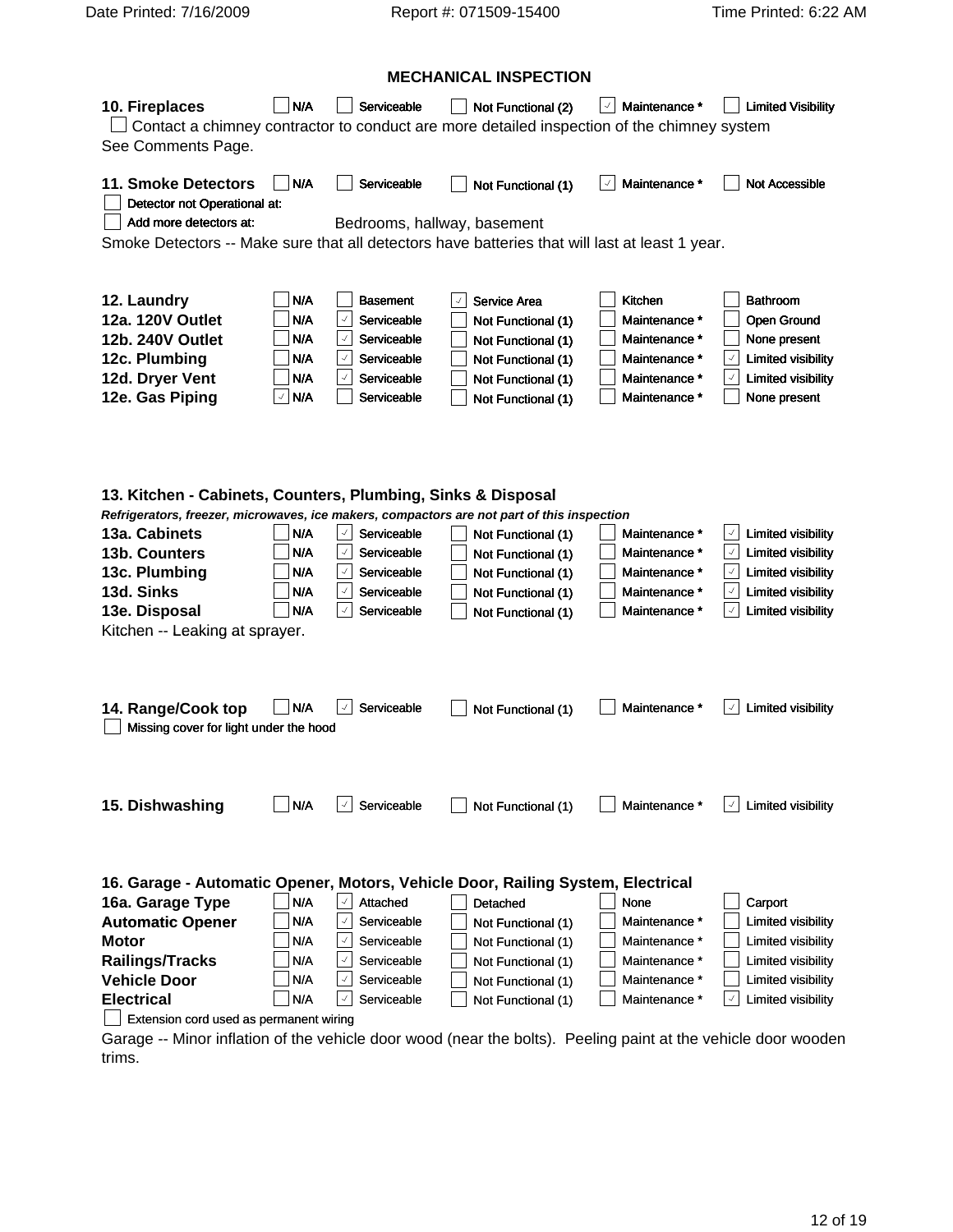## MECHANICAL INSPECTION

**10. Fireplaces** ☐ N/A ☐ Serviceable ☐ Not Functional (2) ☑ Maintenance * ☐ Limited Visibility

☐ Contact a chimney contractor to conduct are more detailed inspection of the chimney system

See Comments Page.

**11. Smoke Detectors** ☐ N/A ☐ Serviceable ☐ Not Functional (1) ☑ Maintenance * ☐ Not Accessible

☐ Detector not Operational at:

☐ Add more detectors at: Bedrooms, hallway, basement

Smoke Detectors -- Make sure that all detectors have batteries that will last at least 1 year.

| | | | | | |
|---|---|---|---|---|---|
| **12. Laundry** | ☐ N/A | ☐ Basement | ☑ Service Area | ☐ Kitchen | ☐ Bathroom |
| **12a. 120V Outlet** | ☐ N/A | ☑ Serviceable | ☐ Not Functional (1) | ☐ Maintenance * | ☐ Open Ground |
| **12b. 240V Outlet** | ☐ N/A | ☑ Serviceable | ☐ Not Functional (1) | ☐ Maintenance * | ☐ None present |
| **12c. Plumbing** | ☐ N/A | ☑ Serviceable | ☐ Not Functional (1) | ☐ Maintenance * | ☑ Limited visibility |
| **12d. Dryer Vent** | ☐ N/A | ☑ Serviceable | ☐ Not Functional (1) | ☐ Maintenance * | ☑ Limited visibility |
| **12e. Gas Piping** | ☑ N/A | ☐ Serviceable | ☐ Not Functional (1) | ☐ Maintenance * | ☐ None present |

**13. Kitchen - Cabinets, Counters, Plumbing, Sinks & Disposal**

*Refrigerators, freezer, microwaves, ice makers, compactors are not part of this inspection*

| | | | | | |
|---|---|---|---|---|---|
| **13a. Cabinets** | ☐ N/A | ☑ Serviceable | ☐ Not Functional (1) | ☐ Maintenance * | ☑ Limited visibility |
| **13b. Counters** | ☐ N/A | ☑ Serviceable | ☐ Not Functional (1) | ☐ Maintenance * | ☑ Limited visibility |
| **13c. Plumbing** | ☐ N/A | ☑ Serviceable | ☐ Not Functional (1) | ☐ Maintenance * | ☑ Limited visibility |
| **13d. Sinks** | ☐ N/A | ☑ Serviceable | ☐ Not Functional (1) | ☐ Maintenance * | ☑ Limited visibility |
| **13e. Disposal** | ☐ N/A | ☑ Serviceable | ☐ Not Functional (1) | ☐ Maintenance * | ☑ Limited visibility |

Kitchen -- Leaking at sprayer.

**14. Range/Cook top** ☐ N/A ☑ Serviceable ☐ Not Functional (1) ☐ Maintenance * ☑ Limited visibility

☐ Missing cover for light under the hood

**15. Dishwashing** ☐ N/A ☑ Serviceable ☐ Not Functional (1) ☐ Maintenance * ☑ Limited visibility

**16. Garage - Automatic Opener, Motors, Vehicle Door, Railing System, Electrical**

| | | | | | |
|---|---|---|---|---|---|
| **16a. Garage Type** | ☐ N/A | ☑ Attached | ☐ Detached | ☐ None | ☐ Carport |
| **Automatic Opener** | ☐ N/A | ☑ Serviceable | ☐ Not Functional (1) | ☐ Maintenance * | ☐ Limited visibility |
| **Motor** | ☐ N/A | ☑ Serviceable | ☐ Not Functional (1) | ☐ Maintenance * | ☐ Limited visibility |
| **Railings/Tracks** | ☐ N/A | ☑ Serviceable | ☐ Not Functional (1) | ☐ Maintenance * | ☐ Limited visibility |
| **Vehicle Door** | ☐ N/A | ☑ Serviceable | ☐ Not Functional (1) | ☐ Maintenance * | ☐ Limited visibility |
| **Electrical** | ☐ N/A | ☑ Serviceable | ☐ Not Functional (1) | ☐ Maintenance * | ☑ Limited visibility |

☐ Extension cord used as permanent wiring

Garage -- Minor inflation of the vehicle door wood (near the bolts). Peeling paint at the vehicle door wooden trims.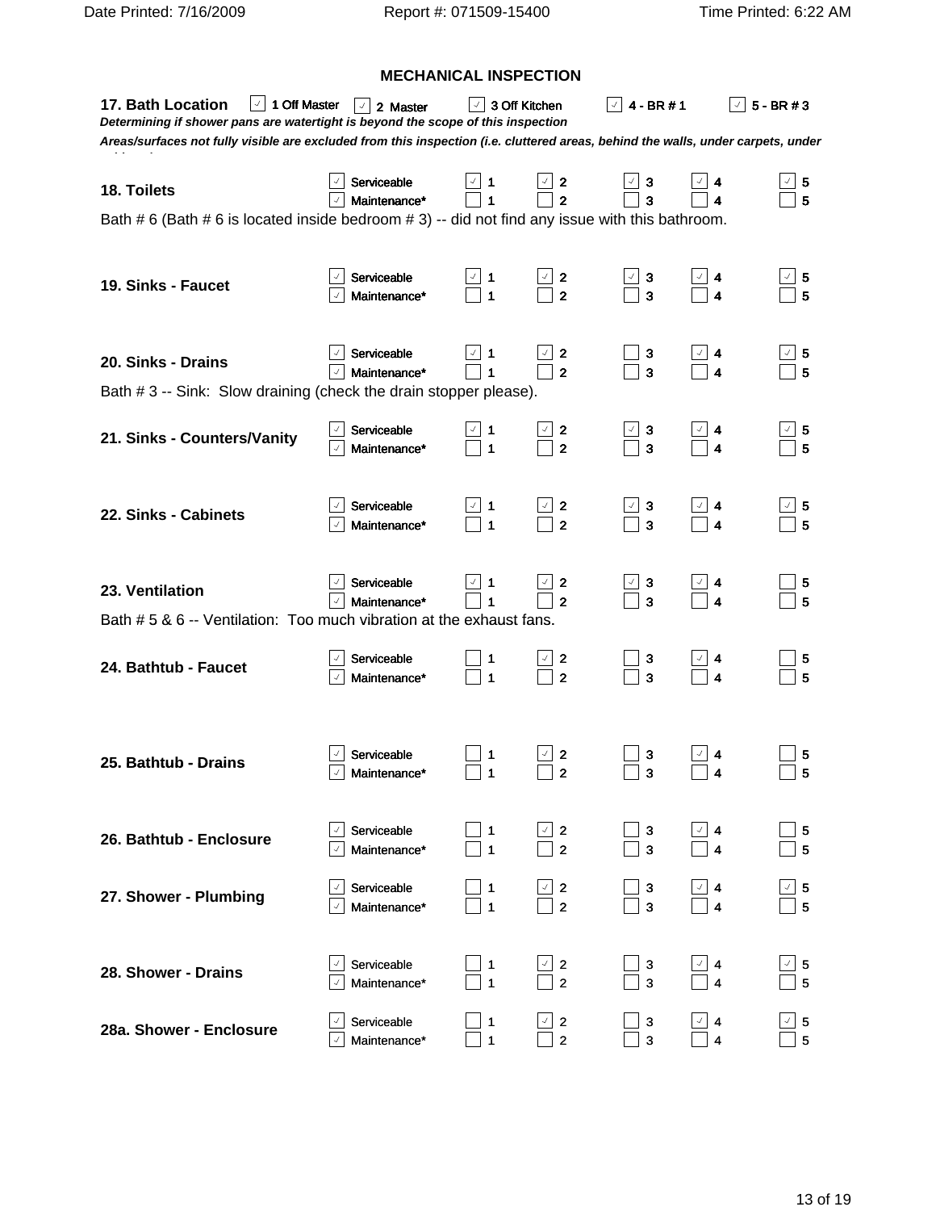## MECHANICAL INSPECTION

**17. Bath Location** ☑ 1 Off Master ☑ 2 Master ☑ 3 Off Kitchen ☑ 4 - BR # 1 ☑ 5 - BR # 3

***Determining if shower pans are watertight is beyond the scope of this inspection***

***Areas/surfaces not fully visible are excluded from this inspection (i.e. cluttered areas, behind the walls, under carpets, under***

| Item | Status | 1 | 2 | 3 | 4 | 5 |
|---|---|---|---|---|---|---|
| **18. Toilets** | ☑ Serviceable | ☑ | ☑ | ☑ | ☑ | ☑ |
| | ☑ Maintenance* | ☐ | ☐ | ☐ | ☐ | ☐ |

Bath # 6 (Bath # 6 is located inside bedroom # 3) -- did not find any issue with this bathroom.

| Item | Status | 1 | 2 | 3 | 4 | 5 |
|---|---|---|---|---|---|---|
| **19. Sinks - Faucet** | ☑ Serviceable | ☑ | ☑ | ☑ | ☑ | ☑ |
| | ☑ Maintenance* | ☐ | ☐ | ☐ | ☐ | ☐ |
| **20. Sinks - Drains** | ☑ Serviceable | ☑ | ☑ | ☐ | ☑ | ☑ |
| | ☑ Maintenance* | ☐ | ☐ | ☐ | ☐ | ☐ |

Bath # 3 -- Sink: Slow draining (check the drain stopper please).

| Item | Status | 1 | 2 | 3 | 4 | 5 |
|---|---|---|---|---|---|---|
| **21. Sinks - Counters/Vanity** | ☑ Serviceable | ☑ | ☑ | ☑ | ☑ | ☑ |
| | ☑ Maintenance* | ☐ | ☐ | ☐ | ☐ | ☐ |
| **22. Sinks - Cabinets** | ☑ Serviceable | ☑ | ☑ | ☑ | ☑ | ☑ |
| | ☑ Maintenance* | ☐ | ☐ | ☐ | ☐ | ☐ |
| **23. Ventilation** | ☑ Serviceable | ☑ | ☑ | ☑ | ☑ | ☐ |
| | ☑ Maintenance* | ☐ | ☐ | ☐ | ☐ | ☐ |

Bath # 5 & 6 -- Ventilation: Too much vibration at the exhaust fans.

| Item | Status | 1 | 2 | 3 | 4 | 5 |
|---|---|---|---|---|---|---|
| **24. Bathtub - Faucet** | ☑ Serviceable | ☐ | ☑ | ☐ | ☑ | ☐ |
| | ☑ Maintenance* | ☐ | ☐ | ☐ | ☐ | ☐ |
| **25. Bathtub - Drains** | ☑ Serviceable | ☐ | ☑ | ☐ | ☑ | ☐ |
| | ☑ Maintenance* | ☐ | ☐ | ☐ | ☐ | ☐ |
| **26. Bathtub - Enclosure** | ☑ Serviceable | ☐ | ☑ | ☐ | ☑ | ☐ |
| | ☑ Maintenance* | ☐ | ☐ | ☐ | ☐ | ☐ |
| **27. Shower - Plumbing** | ☑ Serviceable | ☐ | ☑ | ☐ | ☑ | ☑ |
| | ☑ Maintenance* | ☐ | ☐ | ☐ | ☐ | ☐ |
| **28. Shower - Drains** | ☑ Serviceable | ☐ | ☑ | ☐ | ☑ | ☑ |
| | ☑ Maintenance* | ☐ | ☐ | ☐ | ☐ | ☐ |
| **28a. Shower - Enclosure** | ☑ Serviceable | ☐ | ☑ | ☐ | ☑ | ☑ |
| | ☑ Maintenance* | ☐ | ☐ | ☐ | ☐ | ☐ |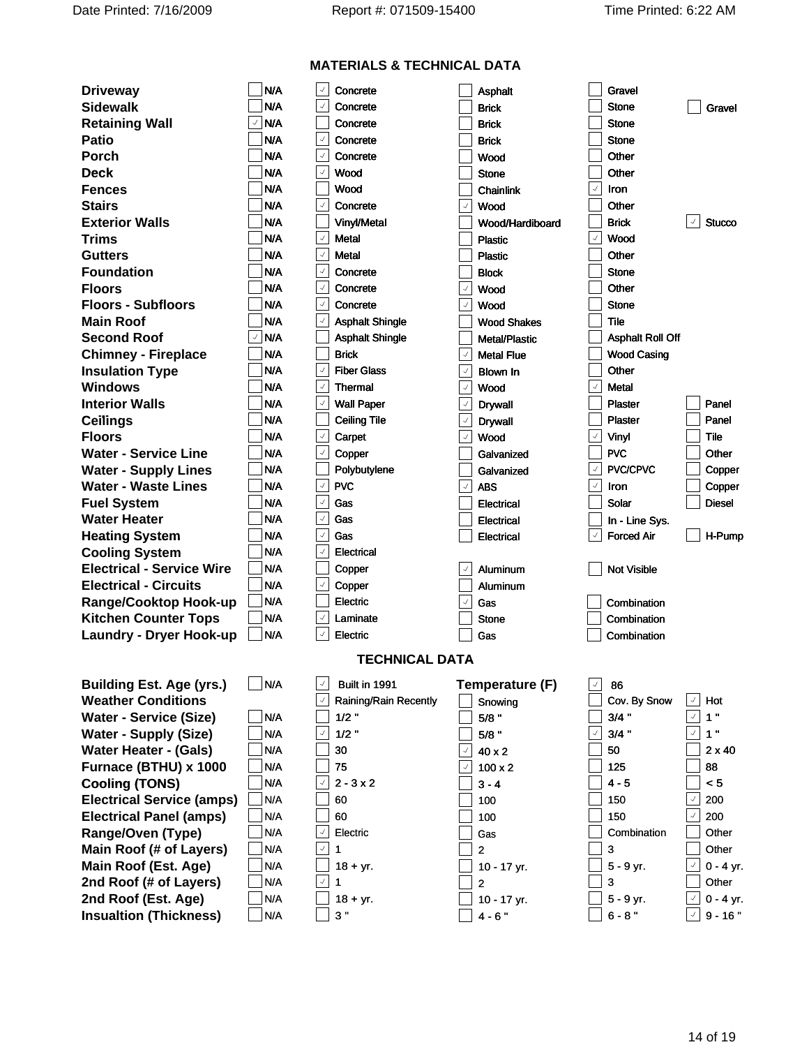## MATERIALS & TECHNICAL DATA

| Item | | | | | |
|---|---|---|---|---|---|
| **Driveway** | ☐ N/A | ☑ Concrete | ☐ Asphalt | ☐ Gravel | |
| **Sidewalk** | ☐ N/A | ☑ Concrete | ☐ Brick | ☐ Stone | ☐ Gravel |
| **Retaining Wall** | ☑ N/A | ☐ Concrete | ☐ Brick | ☐ Stone | |
| **Patio** | ☐ N/A | ☑ Concrete | ☐ Brick | ☐ Stone | |
| **Porch** | ☐ N/A | ☑ Concrete | ☐ Wood | ☐ Other | |
| **Deck** | ☐ N/A | ☑ Wood | ☐ Stone | ☐ Other | |
| **Fences** | ☐ N/A | ☐ Wood | ☐ Chainlink | ☑ Iron | |
| **Stairs** | ☐ N/A | ☑ Concrete | ☑ Wood | ☐ Other | |
| **Exterior Walls** | ☐ N/A | ☐ Vinyl/Metal | ☐ Wood/Hardiboard | ☐ Brick | ☑ Stucco |
| **Trims** | ☐ N/A | ☑ Metal | ☐ Plastic | ☑ Wood | |
| **Gutters** | ☐ N/A | ☑ Metal | ☐ Plastic | ☐ Other | |
| **Foundation** | ☐ N/A | ☑ Concrete | ☐ Block | ☐ Stone | |
| **Floors** | ☐ N/A | ☑ Concrete | ☑ Wood | ☐ Other | |
| **Floors - Subfloors** | ☐ N/A | ☑ Concrete | ☑ Wood | ☐ Stone | |
| **Main Roof** | ☐ N/A | ☑ Asphalt Shingle | ☐ Wood Shakes | ☐ Tile | |
| **Second Roof** | ☑ N/A | ☐ Asphalt Shingle | ☐ Metal/Plastic | ☐ Asphalt Roll Off | |
| **Chimney - Fireplace** | ☐ N/A | ☐ Brick | ☑ Metal Flue | ☐ Wood Casing | |
| **Insulation Type** | ☐ N/A | ☑ Fiber Glass | ☑ Blown In | ☐ Other | |
| **Windows** | ☐ N/A | ☑ Thermal | ☑ Wood | ☑ Metal | |
| **Interior Walls** | ☐ N/A | ☑ Wall Paper | ☑ Drywall | ☐ Plaster | ☐ Panel |
| **Ceilings** | ☐ N/A | ☐ Ceiling Tile | ☑ Drywall | ☐ Plaster | ☐ Panel |
| **Floors** | ☐ N/A | ☑ Carpet | ☑ Wood | ☑ Vinyl | ☐ Tile |
| **Water - Service Line** | ☐ N/A | ☑ Copper | ☐ Galvanized | ☐ PVC | ☐ Other |
| **Water - Supply Lines** | ☐ N/A | ☐ Polybutylene | ☐ Galvanized | ☑ PVC/CPVC | ☐ Copper |
| **Water - Waste Lines** | ☐ N/A | ☑ PVC | ☑ ABS | ☑ Iron | ☐ Copper |
| **Fuel System** | ☐ N/A | ☑ Gas | ☐ Electrical | ☐ Solar | ☐ Diesel |
| **Water Heater** | ☐ N/A | ☑ Gas | ☐ Electrical | ☐ In - Line Sys. | |
| **Heating System** | ☐ N/A | ☑ Gas | ☐ Electrical | ☑ Forced Air | ☐ H-Pump |
| **Cooling System** | ☐ N/A | ☑ Electrical | | | |
| **Electrical - Service Wire** | ☐ N/A | ☐ Copper | ☑ Aluminum | ☐ Not Visible | |
| **Electrical - Circuits** | ☐ N/A | ☑ Copper | ☐ Aluminum | | |
| **Range/Cooktop Hook-up** | ☐ N/A | ☐ Electric | ☑ Gas | ☐ Combination | |
| **Kitchen Counter Tops** | ☐ N/A | ☑ Laminate | ☐ Stone | ☐ Combination | |
| **Laundry - Dryer Hook-up** | ☐ N/A | ☑ Electric | ☐ Gas | ☐ Combination | |

## TECHNICAL DATA

| Item | | | | | |
|---|---|---|---|---|---|
| **Building Est. Age (yrs.)** | ☐ N/A | ☑ Built in 1991 | **Temperature (F)** | ☑ 86 | |
| **Weather Conditions** | | ☑ Raining/Rain Recently | ☐ Snowing | ☐ Cov. By Snow | ☑ Hot |
| **Water - Service (Size)** | ☐ N/A | ☐ 1/2 " | ☐ 5/8 " | ☐ 3/4 " | ☑ 1 " |
| **Water - Supply (Size)** | ☐ N/A | ☑ 1/2 " | ☐ 5/8 " | ☑ 3/4 " | ☑ 1 " |
| **Water Heater - (Gals)** | ☐ N/A | ☐ 30 | ☑ 40 x 2 | ☐ 50 | ☐ 2 x 40 |
| **Furnace (BTHU) x 1000** | ☐ N/A | ☐ 75 | ☑ 100 x 2 | ☐ 125 | ☐ 88 |
| **Cooling (TONS)** | ☐ N/A | ☑ 2 - 3 x 2 | ☐ 3 - 4 | ☐ 4 - 5 | ☐ < 5 |
| **Electrical Service (amps)** | ☐ N/A | ☐ 60 | ☐ 100 | ☐ 150 | ☑ 200 |
| **Electrical Panel (amps)** | ☐ N/A | ☐ 60 | ☐ 100 | ☐ 150 | ☑ 200 |
| **Range/Oven (Type)** | ☐ N/A | ☑ Electric | ☐ Gas | ☐ Combination | ☐ Other |
| **Main Roof (# of Layers)** | ☐ N/A | ☑ 1 | ☐ 2 | ☐ 3 | ☐ Other |
| **Main Roof (Est. Age)** | ☐ N/A | ☐ 18 + yr. | ☐ 10 - 17 yr. | ☐ 5 - 9 yr. | ☑ 0 - 4 yr. |
| **2nd Roof (# of Layers)** | ☐ N/A | ☑ 1 | ☐ 2 | ☐ 3 | ☐ Other |
| **2nd Roof (Est. Age)** | ☐ N/A | ☐ 18 + yr. | ☐ 10 - 17 yr. | ☐ 5 - 9 yr. | ☑ 0 - 4 yr. |
| **Insualtion (Thickness)** | ☐ N/A | ☐ 3 " | ☐ 4 - 6 " | ☐ 6 - 8 " | ☑ 9 - 16 " |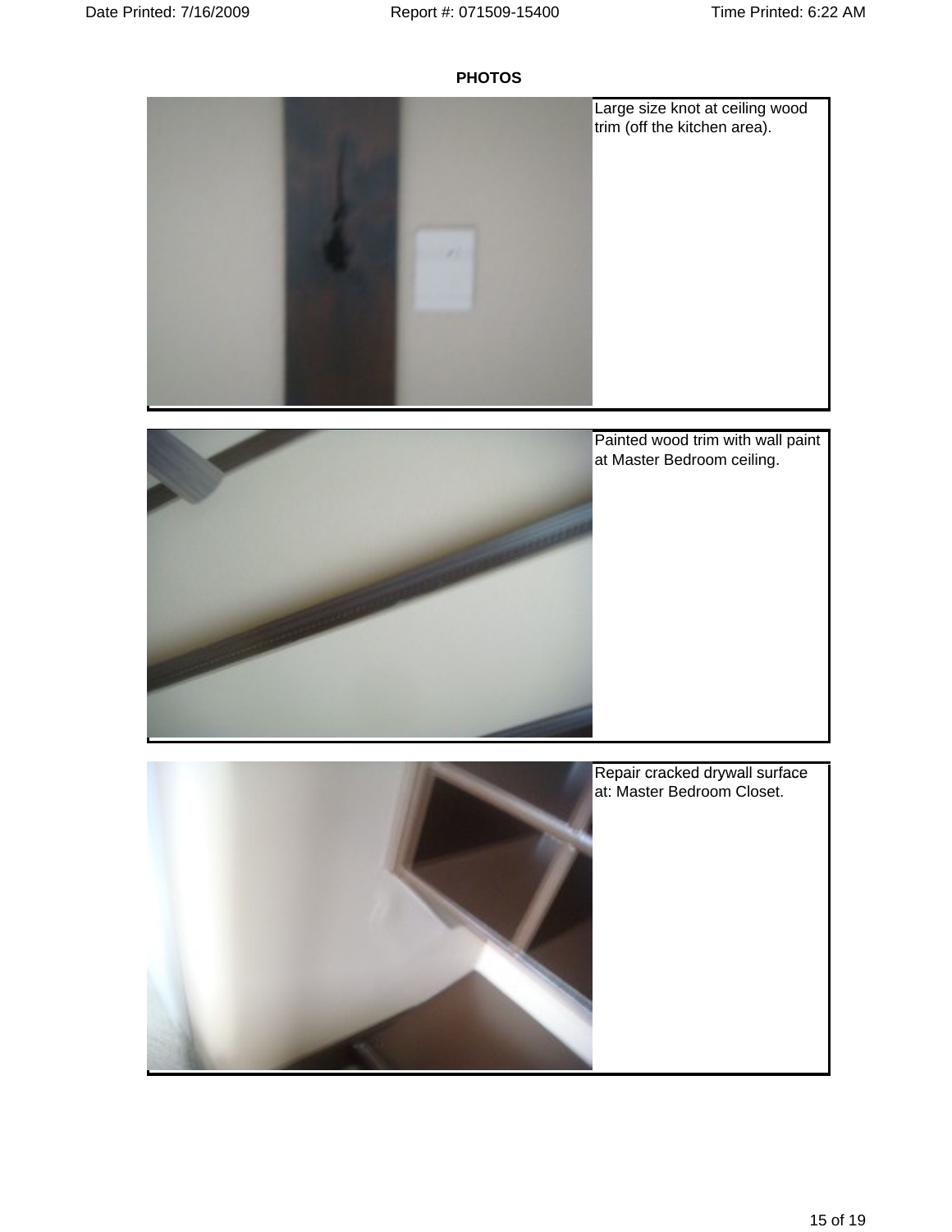**PHOTOS**

Large size knot at ceiling wood trim (off the kitchen area).

Painted wood trim with wall paint at Master Bedroom ceiling.

Repair cracked drywall surface at: Master Bedroom Closet.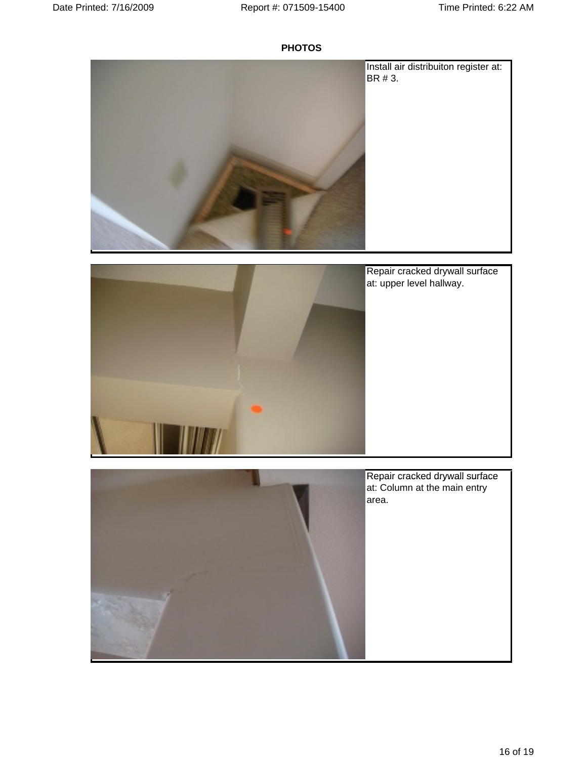**PHOTOS**

Install air distribuiton register at: BR # 3.

Repair cracked drywall surface at: upper level hallway.

Repair cracked drywall surface at: Column at the main entry area.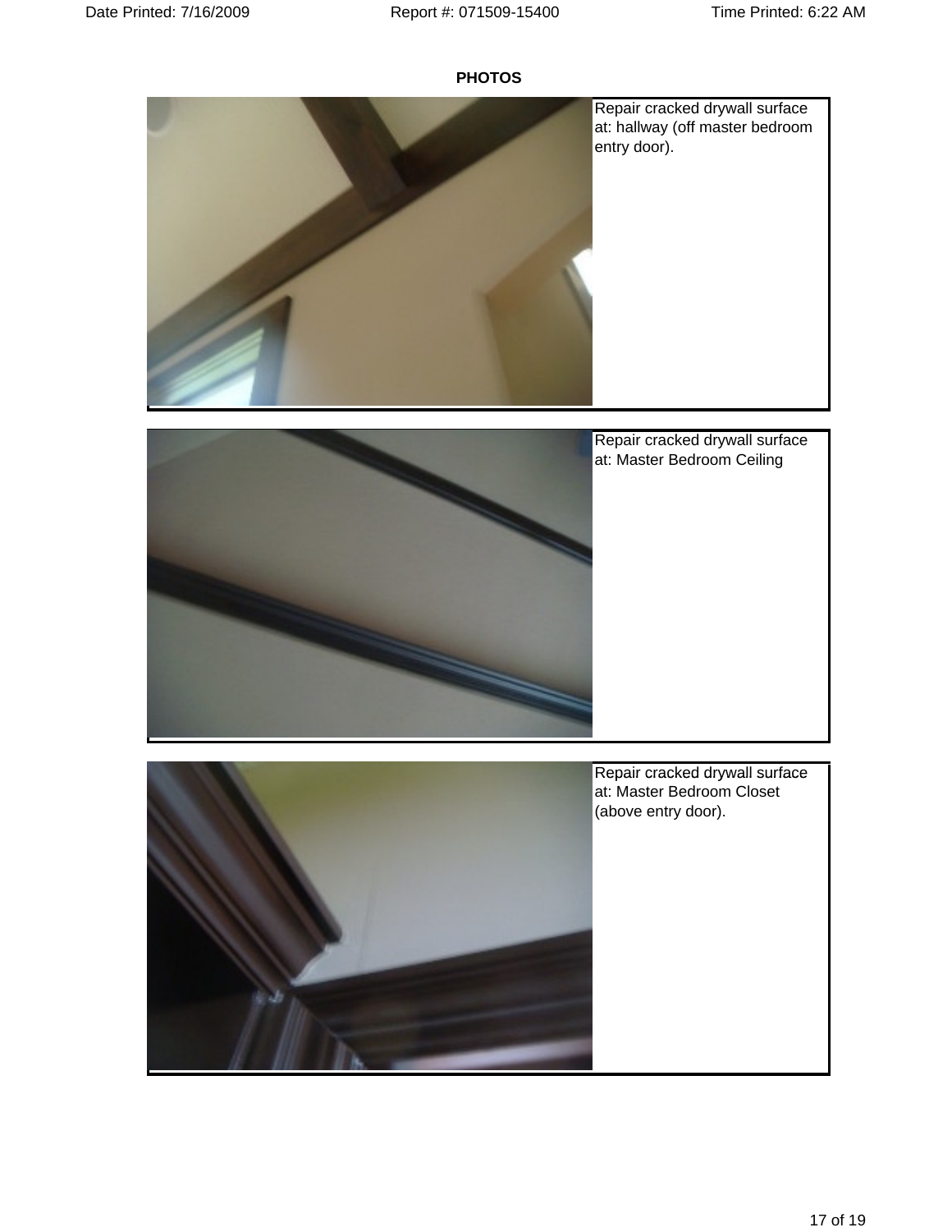**PHOTOS**

Repair cracked drywall surface at: hallway (off master bedroom entry door).

Repair cracked drywall surface at: Master Bedroom Ceiling

Repair cracked drywall surface at: Master Bedroom Closet (above entry door).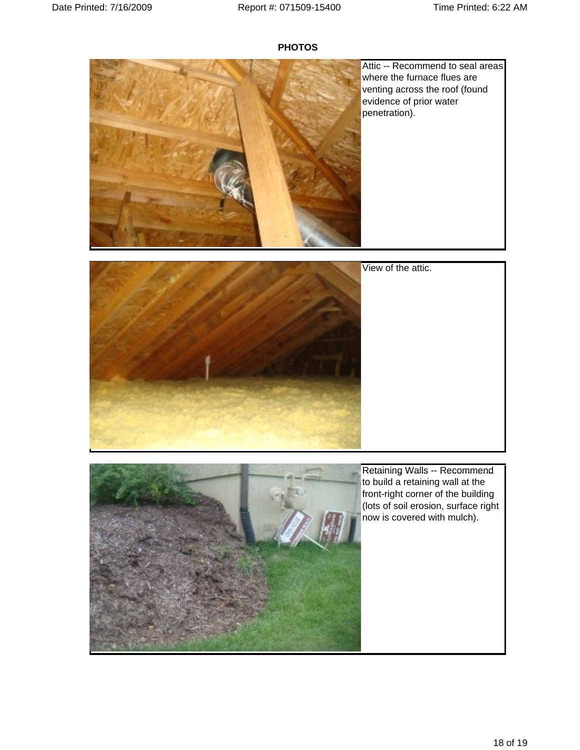## PHOTOS

Attic -- Recommend to seal areas where the furnace flues are venting across the roof (found evidence of prior water penetration).

View of the attic.

Retaining Walls -- Recommend to build a retaining wall at the front-right corner of the building (lots of soil erosion, surface right now is covered with mulch).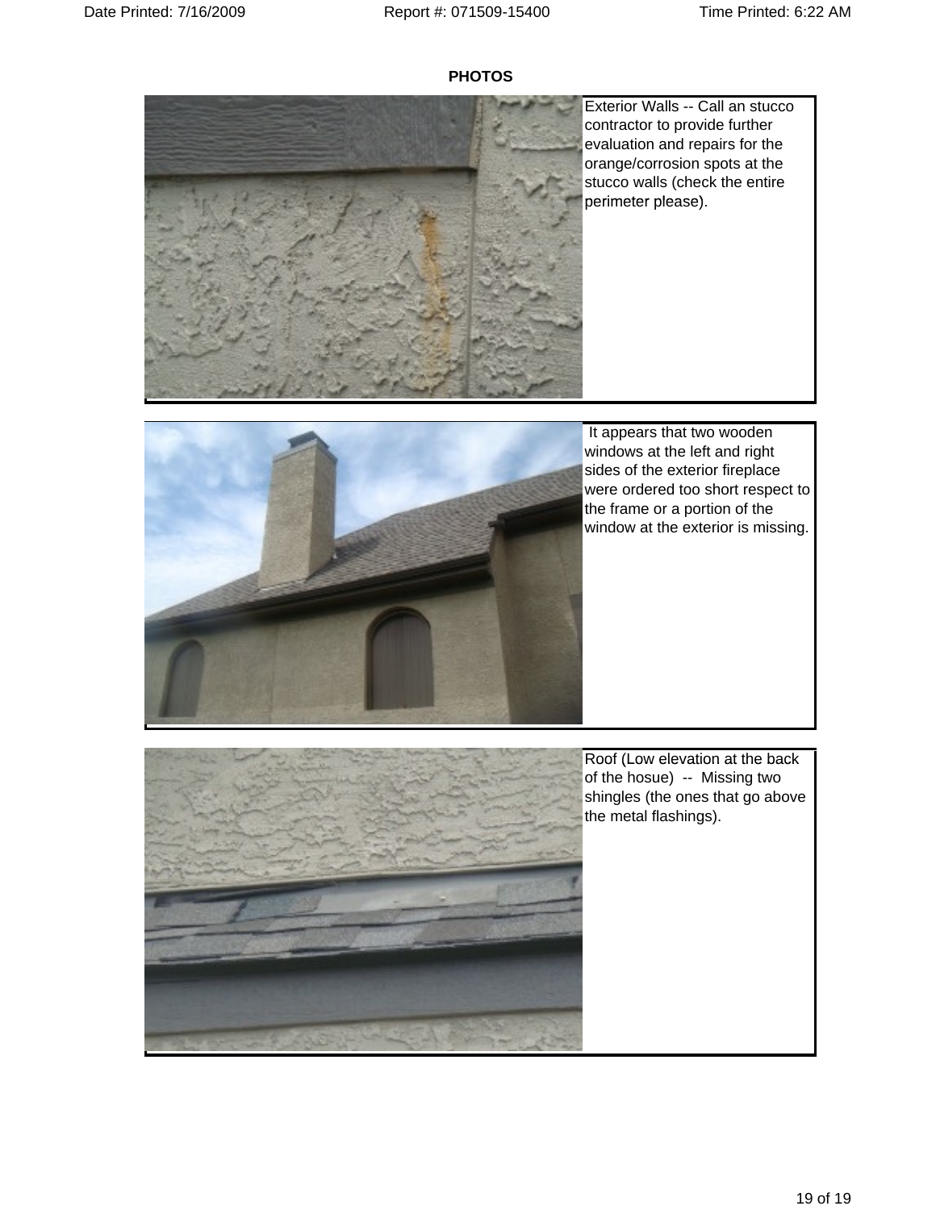## PHOTOS

Exterior Walls -- Call an stucco contractor to provide further evaluation and repairs for the orange/corrosion spots at the stucco walls (check the entire perimeter please).

It appears that two wooden windows at the left and right sides of the exterior fireplace were ordered too short respect to the frame or a portion of the window at the exterior is missing.

Roof (Low elevation at the back of the hosue) -- Missing two shingles (the ones that go above the metal flashings).